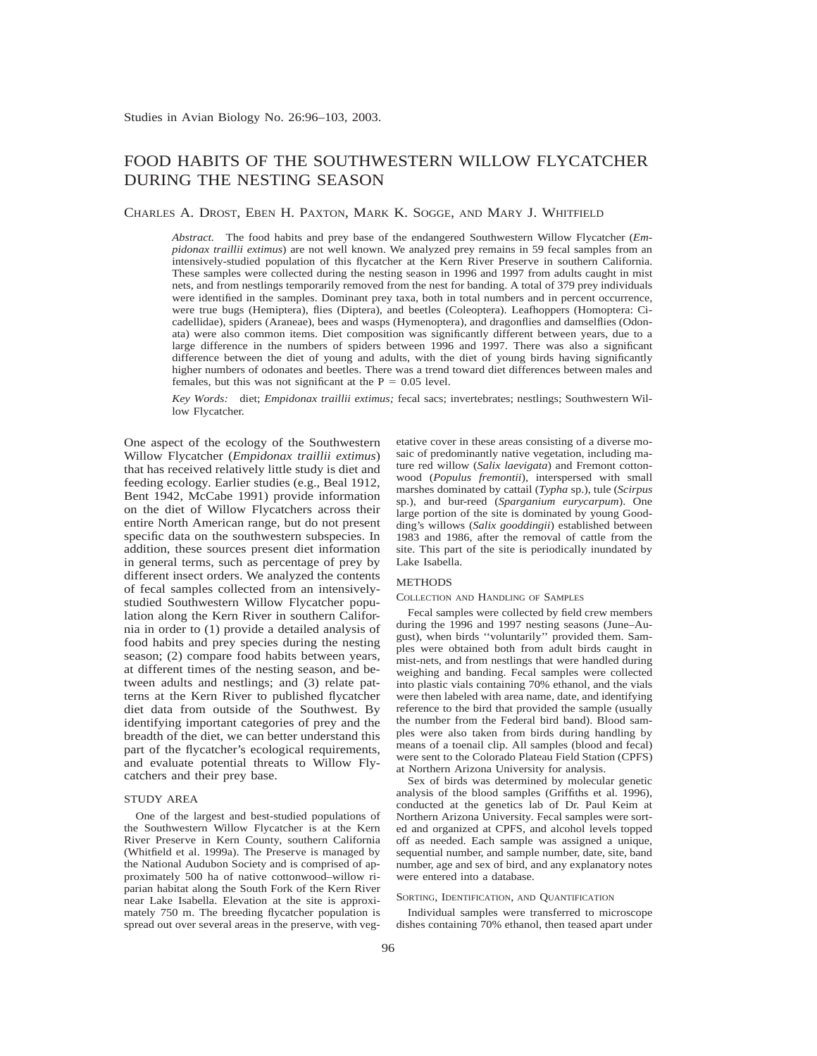# FOOD HABITS OF THE SOUTHWESTERN WILLOW FLYCATCHER DURING THE NESTING SEASON

CHARLES A. DROST, EBEN H. PAXTON, MARK K. SOGGE, AND MARY J. WHITFIELD

*Abstract.* The food habits and prey base of the endangered Southwestern Willow Flycatcher (*Empidonax traillii extimus*) are not well known. We analyzed prey remains in 59 fecal samples from an intensively-studied population of this flycatcher at the Kern River Preserve in southern California. These samples were collected during the nesting season in 1996 and 1997 from adults caught in mist nets, and from nestlings temporarily removed from the nest for banding. A total of 379 prey individuals were identified in the samples. Dominant prey taxa, both in total numbers and in percent occurrence, were true bugs (Hemiptera), flies (Diptera), and beetles (Coleoptera). Leafhoppers (Homoptera: Cicadellidae), spiders (Araneae), bees and wasps (Hymenoptera), and dragonflies and damselflies (Odonata) were also common items. Diet composition was significantly different between years, due to a large difference in the numbers of spiders between 1996 and 1997. There was also a significant difference between the diet of young and adults, with the diet of young birds having significantly higher numbers of odonates and beetles. There was a trend toward diet differences between males and females, but this was not significant at the $P = 0.05$ level.

*Key Words:* diet; *Empidonax traillii extimus;* fecal sacs; invertebrates; nestlings; Southwestern Willow Flycatcher.

One aspect of the ecology of the Southwestern Willow Flycatcher (*Empidonax traillii extimus*) that has received relatively little study is diet and feeding ecology. Earlier studies (e.g., Beal 1912, Bent 1942, McCabe 1991) provide information on the diet of Willow Flycatchers across their entire North American range, but do not present specific data on the southwestern subspecies. In addition, these sources present diet information in general terms, such as percentage of prey by different insect orders. We analyzed the contents of fecal samples collected from an intensively-studied Southwestern Willow Flycatcher population along the Kern River in southern California in order to (1) provide a detailed analysis of food habits and prey species during the nesting season; (2) compare food habits between years, at different times of the nesting season, and between adults and nestlings; and (3) relate patterns at the Kern River to published flycatcher diet data from outside of the Southwest. By identifying important categories of prey and the breadth of the diet, we can better understand this part of the flycatcher's ecological requirements, and evaluate potential threats to Willow Flycatchers and their prey base.

## STUDY AREA

One of the largest and best-studied populations of the Southwestern Willow Flycatcher is at the Kern River Preserve in Kern County, southern California (Whitfield et al. 1999a). The Preserve is managed by the National Audubon Society and is comprised of approximately 500 ha of native cottonwood–willow riparian habitat along the South Fork of the Kern River near Lake Isabella. Elevation at the site is approximately 750 m. The breeding flycatcher population is spread out over several areas in the preserve, with vegetative cover in these areas consisting of a diverse mosaic of predominantly native vegetation, including mature red willow (*Salix laevigata*) and Fremont cottonwood (*Populus fremontii*), interspersed with small marshes dominated by cattail (*Typha* sp.), tule (*Scirpus* sp.), and bur-reed (*Sparganium eurycarpum*). One large portion of the site is dominated by young Goodding's willows (*Salix gooddingii*) established between 1983 and 1986, after the removal of cattle from the site. This part of the site is periodically inundated by Lake Isabella.

## METHODS

### COLLECTION AND HANDLING OF SAMPLES

Fecal samples were collected by field crew members during the 1996 and 1997 nesting seasons (June–August), when birds ''voluntarily'' provided them. Samples were obtained both from adult birds caught in mist-nets, and from nestlings that were handled during weighing and banding. Fecal samples were collected into plastic vials containing 70% ethanol, and the vials were then labeled with area name, date, and identifying reference to the bird that provided the sample (usually the number from the Federal bird band). Blood samples were also taken from birds during handling by means of a toenail clip. All samples (blood and fecal) were sent to the Colorado Plateau Field Station (CPFS) at Northern Arizona University for analysis.

Sex of birds was determined by molecular genetic analysis of the blood samples (Griffiths et al. 1996), conducted at the genetics lab of Dr. Paul Keim at Northern Arizona University. Fecal samples were sorted and organized at CPFS, and alcohol levels topped off as needed. Each sample was assigned a unique, sequential number, and sample number, date, site, band number, age and sex of bird, and any explanatory notes were entered into a database.

### SORTING, IDENTIFICATION, AND QUANTIFICATION

Individual samples were transferred to microscope dishes containing 70% ethanol, then teased apart under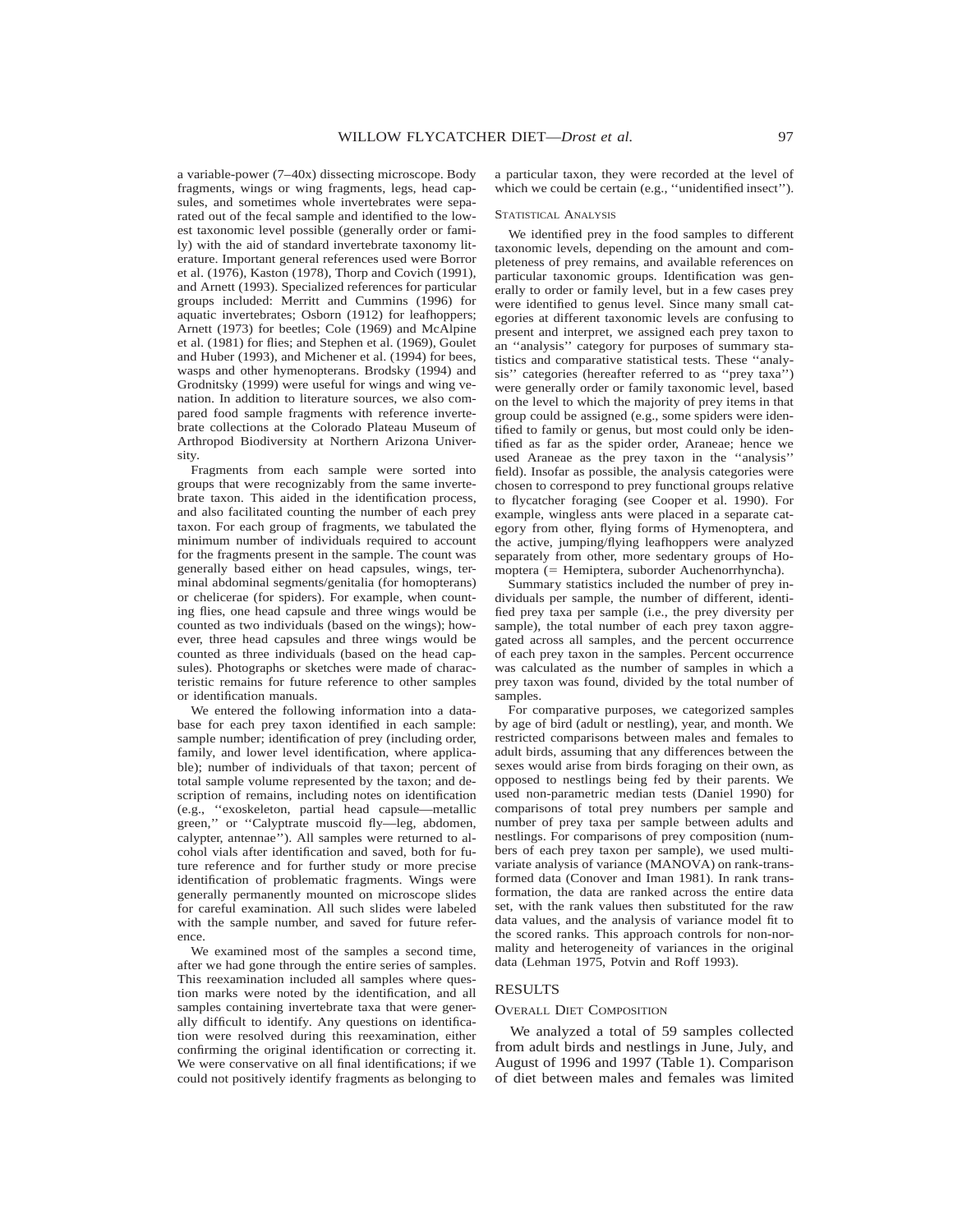a variable-power (7–40x) dissecting microscope. Body fragments, wings or wing fragments, legs, head capsules, and sometimes whole invertebrates were separated out of the fecal sample and identified to the lowest taxonomic level possible (generally order or family) with the aid of standard invertebrate taxonomy literature. Important general references used were Borror et al. (1976), Kaston (1978), Thorp and Covich (1991), and Arnett (1993). Specialized references for particular groups included: Merritt and Cummins (1996) for aquatic invertebrates; Osborn (1912) for leafhoppers; Arnett (1973) for beetles; Cole (1969) and McAlpine et al. (1981) for flies; and Stephen et al. (1969), Goulet and Huber (1993), and Michener et al. (1994) for bees, wasps and other hymenopterans. Brodsky (1994) and Grodnitsky (1999) were useful for wings and wing venation. In addition to literature sources, we also compared food sample fragments with reference invertebrate collections at the Colorado Plateau Museum of Arthropod Biodiversity at Northern Arizona University.

Fragments from each sample were sorted into groups that were recognizably from the same invertebrate taxon. This aided in the identification process, and also facilitated counting the number of each prey taxon. For each group of fragments, we tabulated the minimum number of individuals required to account for the fragments present in the sample. The count was generally based either on head capsules, wings, terminal abdominal segments/genitalia (for homopterans) or chelicerae (for spiders). For example, when counting flies, one head capsule and three wings would be counted as two individuals (based on the wings); however, three head capsules and three wings would be counted as three individuals (based on the head capsules). Photographs or sketches were made of characteristic remains for future reference to other samples or identification manuals.

We entered the following information into a database for each prey taxon identified in each sample: sample number; identification of prey (including order, family, and lower level identification, where applicable); number of individuals of that taxon; percent of total sample volume represented by the taxon; and description of remains, including notes on identification (e.g., ''exoskeleton, partial head capsule—metallic green,'' or ''Calyptrate muscoid fly—leg, abdomen, calypter, antennae''). All samples were returned to alcohol vials after identification and saved, both for future reference and for further study or more precise identification of problematic fragments. Wings were generally permanently mounted on microscope slides for careful examination. All such slides were labeled with the sample number, and saved for future reference.

We examined most of the samples a second time, after we had gone through the entire series of samples. This reexamination included all samples where question marks were noted by the identification, and all samples containing invertebrate taxa that were generally difficult to identify. Any questions on identification were resolved during this reexamination, either confirming the original identification or correcting it. We were conservative on all final identifications; if we could not positively identify fragments as belonging to a particular taxon, they were recorded at the level of which we could be certain (e.g., ''unidentified insect'').

### Statistical Analysis

We identified prey in the food samples to different taxonomic levels, depending on the amount and completeness of prey remains, and available references on particular taxonomic groups. Identification was generally to order or family level, but in a few cases prey were identified to genus level. Since many small categories at different taxonomic levels are confusing to present and interpret, we assigned each prey taxon to an ''analysis'' category for purposes of summary statistics and comparative statistical tests. These ''analysis'' categories (hereafter referred to as ''prey taxa'') were generally order or family taxonomic level, based on the level to which the majority of prey items in that group could be assigned (e.g., some spiders were identified to family or genus, but most could only be identified as far as the spider order, Araneae; hence we used Araneae as the prey taxon in the ''analysis'' field). Insofar as possible, the analysis categories were chosen to correspond to prey functional groups relative to flycatcher foraging (see Cooper et al. 1990). For example, wingless ants were placed in a separate category from other, flying forms of Hymenoptera, and the active, jumping/flying leafhoppers were analyzed separately from other, more sedentary groups of Homoptera (= Hemiptera, suborder Auchenorrhyncha).

Summary statistics included the number of prey individuals per sample, the number of different, identified prey taxa per sample (i.e., the prey diversity per sample), the total number of each prey taxon aggregated across all samples, and the percent occurrence of each prey taxon in the samples. Percent occurrence was calculated as the number of samples in which a prey taxon was found, divided by the total number of samples.

For comparative purposes, we categorized samples by age of bird (adult or nestling), year, and month. We restricted comparisons between males and females to adult birds, assuming that any differences between the sexes would arise from birds foraging on their own, as opposed to nestlings being fed by their parents. We used non-parametric median tests (Daniel 1990) for comparisons of total prey numbers per sample and number of prey taxa per sample between adults and nestlings. For comparisons of prey composition (numbers of each prey taxon per sample), we used multivariate analysis of variance (MANOVA) on rank-transformed data (Conover and Iman 1981). In rank transformation, the data are ranked across the entire data set, with the rank values then substituted for the raw data values, and the analysis of variance model fit to the scored ranks. This approach controls for non-normality and heterogeneity of variances in the original data (Lehman 1975, Potvin and Roff 1993).

## RESULTS

### Overall Diet Composition

We analyzed a total of 59 samples collected from adult birds and nestlings in June, July, and August of 1996 and 1997 (Table 1). Comparison of diet between males and females was limited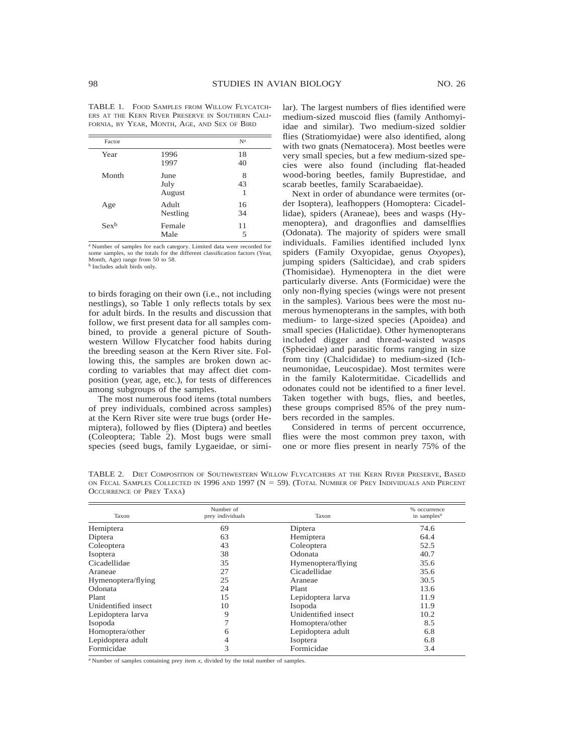TABLE 1. FOOD SAMPLES FROM WILLOW FLYCATCHERS AT THE KERN RIVER PRESERVE IN SOUTHERN CALIFORNIA, BY YEAR, MONTH, AGE, AND SEX OF BIRD

| Factor | | N[a] |
|---|---|---|
| Year | 1996 | 18 |
| | 1997 | 40 |
| Month | June | 8 |
| | July | 43 |
| | August | 1 |
| Age | Adult | 16 |
| | Nestling | 34 |
| Sex[b] | Female | 11 |
| | Male | 5 |

[a] Number of samples for each category. Limited data were recorded for some samples, so the totals for the different classification factors (Year, Month, Age) range from 50 to 58.
[b] Includes adult birds only.

to birds foraging on their own (i.e., not including nestlings), so Table 1 only reflects totals by sex for adult birds. In the results and discussion that follow, we first present data for all samples combined, to provide a general picture of Southwestern Willow Flycatcher food habits during the breeding season at the Kern River site. Following this, the samples are broken down according to variables that may affect diet composition (year, age, etc.), for tests of differences among subgroups of the samples.

The most numerous food items (total numbers of prey individuals, combined across samples) at the Kern River site were true bugs (order Hemiptera), followed by flies (Diptera) and beetles (Coleoptera; Table 2). Most bugs were small species (seed bugs, family Lygaeidae, or similar). The largest numbers of flies identified were medium-sized muscoid flies (family Anthomyiidae and similar). Two medium-sized soldier flies (Stratiomyidae) were also identified, along with two gnats (Nematocera). Most beetles were very small species, but a few medium-sized species were also found (including flat-headed wood-boring beetles, family Buprestidae, and scarab beetles, family Scarabaeidae).

Next in order of abundance were termites (order Isoptera), leafhoppers (Homoptera: Cicadellidae), spiders (Araneae), bees and wasps (Hymenoptera), and dragonflies and damselflies (Odonata). The majority of spiders were small individuals. Families identified included lynx spiders (Family Oxyopidae, genus *Oxyopes*), jumping spiders (Salticidae), and crab spiders (Thomisidae). Hymenoptera in the diet were particularly diverse. Ants (Formicidae) were the only non-flying species (wings were not present in the samples). Various bees were the most numerous hymenopterans in the samples, with both medium- to large-sized species (Apoidea) and small species (Halictidae). Other hymenopterans included digger and thread-waisted wasps (Sphecidae) and parasitic forms ranging in size from tiny (Chalcididae) to medium-sized (Ichneumonidae, Leucospidae). Most termites were in the family Kalotermitidae. Cicadellids and odonates could not be identified to a finer level. Taken together with bugs, flies, and beetles, these groups comprised 85% of the prey numbers recorded in the samples.

Considered in terms of percent occurrence, flies were the most common prey taxon, with one or more flies present in nearly 75% of the

TABLE 2. DIET COMPOSITION OF SOUTHWESTERN WILLOW FLYCATCHERS AT THE KERN RIVER PRESERVE, BASED ON FECAL SAMPLES COLLECTED IN 1996 AND 1997 (N = 59). (TOTAL NUMBER OF PREY INDIVIDUALS AND PERCENT OCCURRENCE OF PREY TAXA)

| Taxon | Number of prey individuals | Taxon | % occurrence in samples[a] |
|---|---|---|---|
| Hemiptera | 69 | Diptera | 74.6 |
| Diptera | 63 | Hemiptera | 64.4 |
| Coleoptera | 43 | Coleoptera | 52.5 |
| Isoptera | 38 | Odonata | 40.7 |
| Cicadellidae | 35 | Hymenoptera/flying | 35.6 |
| Araneae | 27 | Cicadellidae | 35.6 |
| Hymenoptera/flying | 25 | Araneae | 30.5 |
| Odonata | 24 | Plant | 13.6 |
| Plant | 15 | Lepidoptera larva | 11.9 |
| Unidentified insect | 10 | Isopoda | 11.9 |
| Lepidoptera larva | 9 | Unidentified insect | 10.2 |
| Isopoda | 7 | Homoptera/other | 8.5 |
| Homoptera/other | 6 | Lepidoptera adult | 6.8 |
| Lepidoptera adult | 4 | Isoptera | 6.8 |
| Formicidae | 3 | Formicidae | 3.4 |

[a] Number of samples containing prey item *x*, divided by the total number of samples.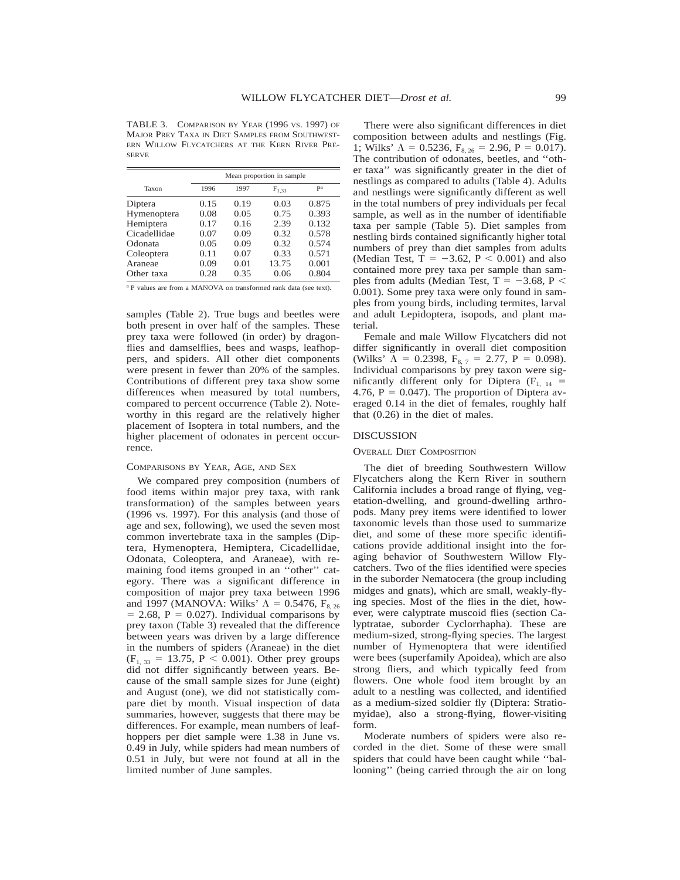TABLE 3. Comparison by Year (1996 vs. 1997) of Major Prey Taxa in Diet Samples from Southwestern Willow Flycatchers at the Kern River Preserve

| Taxon | Mean proportion in sample | | | |
|---|---|---|---|---|
| | 1996 | 1997 | $F_{1,33}$ | P[a] |
| Diptera | 0.15 | 0.19 | 0.03 | 0.875 |
| Hymenoptera | 0.08 | 0.05 | 0.75 | 0.393 |
| Hemiptera | 0.17 | 0.16 | 2.39 | 0.132 |
| Cicadellidae | 0.07 | 0.09 | 0.32 | 0.578 |
| Odonata | 0.05 | 0.09 | 0.32 | 0.574 |
| Coleoptera | 0.11 | 0.07 | 0.33 | 0.571 |
| Araneae | 0.09 | 0.01 | 13.75 | 0.001 |
| Other taxa | 0.28 | 0.35 | 0.06 | 0.804 |

[a] P values are from a MANOVA on transformed rank data (see text).

samples (Table 2). True bugs and beetles were both present in over half of the samples. These prey taxa were followed (in order) by dragonflies and damselflies, bees and wasps, leafhoppers, and spiders. All other diet components were present in fewer than 20% of the samples. Contributions of different prey taxa show some differences when measured by total numbers, compared to percent occurrence (Table 2). Noteworthy in this regard are the relatively higher placement of Isoptera in total numbers, and the higher placement of odonates in percent occurrence.

### Comparisons by Year, Age, and Sex

We compared prey composition (numbers of food items within major prey taxa, with rank transformation) of the samples between years (1996 vs. 1997). For this analysis (and those of age and sex, following), we used the seven most common invertebrate taxa in the samples (Diptera, Hymenoptera, Hemiptera, Cicadellidae, Odonata, Coleoptera, and Araneae), with remaining food items grouped in an ''other'' category. There was a significant difference in composition of major prey taxa between 1996 and 1997 (MANOVA: Wilks' $\Lambda = 0.5476$, $F_{8, 26} = 2.68$, $P = 0.027$). Individual comparisons by prey taxon (Table 3) revealed that the difference between years was driven by a large difference in the numbers of spiders (Araneae) in the diet ($F_{1, 33} = 13.75$, $P < 0.001$). Other prey groups did not differ significantly between years. Because of the small sample sizes for June (eight) and August (one), we did not statistically compare diet by month. Visual inspection of data summaries, however, suggests that there may be differences. For example, mean numbers of leafhoppers per diet sample were 1.38 in June vs. 0.49 in July, while spiders had mean numbers of 0.51 in July, but were not found at all in the limited number of June samples.

There were also significant differences in diet composition between adults and nestlings (Fig. 1; Wilks' $\Lambda = 0.5236$, $F_{8, 26} = 2.96$, $P = 0.017$). The contribution of odonates, beetles, and ''other taxa'' was significantly greater in the diet of nestlings as compared to adults (Table 4). Adults and nestlings were significantly different as well in the total numbers of prey individuals per fecal sample, as well as in the number of identifiable taxa per sample (Table 5). Diet samples from nestling birds contained significantly higher total numbers of prey than diet samples from adults (Median Test, $T = -3.62$, $P < 0.001$) and also contained more prey taxa per sample than samples from adults (Median Test, $T = -3.68$, $P < 0.001$). Some prey taxa were only found in samples from young birds, including termites, larval and adult Lepidoptera, isopods, and plant material.

Female and male Willow Flycatchers did not differ significantly in overall diet composition (Wilks' $\Lambda = 0.2398$, $F_{8, 7} = 2.77$, $P = 0.098$). Individual comparisons by prey taxon were significantly different only for Diptera ($F_{1, 14} = 4.76$, $P = 0.047$). The proportion of Diptera averaged 0.14 in the diet of females, roughly half that (0.26) in the diet of males.

## DISCUSSION

### Overall Diet Composition

The diet of breeding Southwestern Willow Flycatchers along the Kern River in southern California includes a broad range of flying, vegetation-dwelling, and ground-dwelling arthropods. Many prey items were identified to lower taxonomic levels than those used to summarize diet, and some of these more specific identifications provide additional insight into the foraging behavior of Southwestern Willow Flycatchers. Two of the flies identified were species in the suborder Nematocera (the group including midges and gnats), which are small, weakly-flying species. Most of the flies in the diet, however, were calyptrate muscoid flies (section Calyptratae, suborder Cyclorrhapha). These are medium-sized, strong-flying species. The largest number of Hymenoptera that were identified were bees (superfamily Apoidea), which are also strong fliers, and which typically feed from flowers. One whole food item brought by an adult to a nestling was collected, and identified as a medium-sized soldier fly (Diptera: Stratiomyidae), also a strong-flying, flower-visiting form.

Moderate numbers of spiders were also recorded in the diet. Some of these were small spiders that could have been caught while ''ballooning'' (being carried through the air on long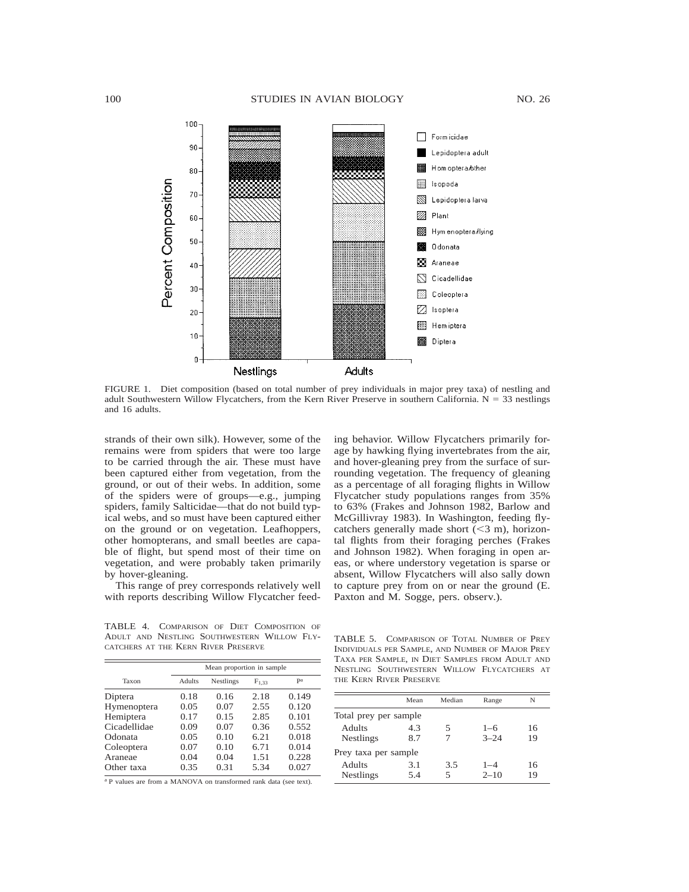100 | Percent Composition
90
80
70
60
50
40
30
20
10
0

Nestlings | Adults

Formicidae
Lepidoptera adult
Homoptera/other
Isopoda
Lepidoptera larva
Plant
Hymenoptera/flying
Odonata
Araneae
Cicadellidae
Coleoptera
Isoptera
Hemiptera
Diptera

FIGURE 1. Diet composition (based on total number of prey individuals in major prey taxa) of nestling and adult Southwestern Willow Flycatchers, from the Kern River Preserve in southern California. N = 33 nestlings and 16 adults.

strands of their own silk). However, some of the remains were from spiders that were too large to be carried through the air. These must have been captured either from vegetation, from the ground, or out of their webs. In addition, some of the spiders were of groups—e.g., jumping spiders, family Salticidae—that do not build typical webs, and so must have been captured either on the ground or on vegetation. Leafhoppers, other homopterans, and small beetles are capable of flight, but spend most of their time on vegetation, and were probably taken primarily by hover-gleaning.

This range of prey corresponds relatively well with reports describing Willow Flycatcher feeding behavior. Willow Flycatchers primarily forage by hawking flying invertebrates from the air, and hover-gleaning prey from the surface of surrounding vegetation. The frequency of gleaning as a percentage of all foraging flights in Willow Flycatcher study populations ranges from 35% to 63% (Frakes and Johnson 1982, Barlow and McGillivray 1983). In Washington, feeding flycatchers generally made short (<3 m), horizontal flights from their foraging perches (Frakes and Johnson 1982). When foraging in open areas, or where understory vegetation is sparse or absent, Willow Flycatchers will also sally down to capture prey from on or near the ground (E. Paxton and M. Sogge, pers. observ.).

TABLE 4. COMPARISON OF DIET COMPOSITION OF ADULT AND NESTLING SOUTHWESTERN WILLOW FLYCATCHERS AT THE KERN RIVER PRESERVE

| | Mean proportion in sample | | | |
|---|---|---|---|---|
| Taxon | Adults | Nestlings | $F_{1,33}$ | P[a] |
| Diptera | 0.18 | 0.16 | 2.18 | 0.149 |
| Hymenoptera | 0.05 | 0.07 | 2.55 | 0.120 |
| Hemiptera | 0.17 | 0.15 | 2.85 | 0.101 |
| Cicadellidae | 0.09 | 0.07 | 0.36 | 0.552 |
| Odonata | 0.05 | 0.10 | 6.21 | 0.018 |
| Coleoptera | 0.07 | 0.10 | 6.71 | 0.014 |
| Araneae | 0.04 | 0.04 | 1.51 | 0.228 |
| Other taxa | 0.35 | 0.31 | 5.34 | 0.027 |

[a] P values are from a MANOVA on transformed rank data (see text).

TABLE 5. COMPARISON OF TOTAL NUMBER OF PREY INDIVIDUALS PER SAMPLE, AND NUMBER OF MAJOR PREY TAXA PER SAMPLE, IN DIET SAMPLES FROM ADULT AND NESTLING SOUTHWESTERN WILLOW FLYCATCHERS AT THE KERN RIVER PRESERVE

| | Mean | Median | Range | N |
|---|---|---|---|---|
| Total prey per sample | | | | |
| Adults | 4.3 | 5 | 1–6 | 16 |
| Nestlings | 8.7 | 7 | 3–24 | 19 |
| Prey taxa per sample | | | | |
| Adults | 3.1 | 3.5 | 1–4 | 16 |
| Nestlings | 5.4 | 5 | 2–10 | 19 |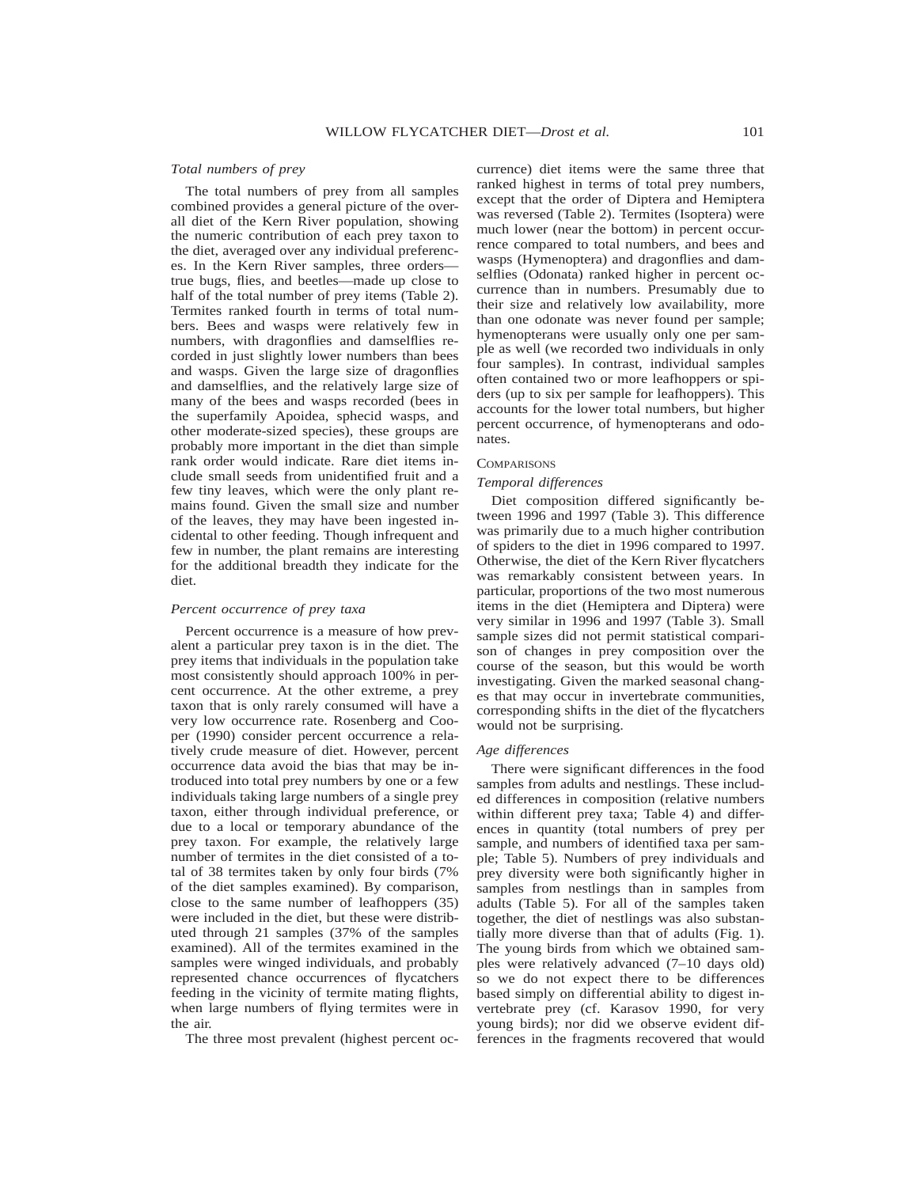### *Total numbers of prey*

The total numbers of prey from all samples combined provides a general picture of the overall diet of the Kern River population, showing the numeric contribution of each prey taxon to the diet, averaged over any individual preferences. In the Kern River samples, three orders—true bugs, flies, and beetles—made up close to half of the total number of prey items (Table 2). Termites ranked fourth in terms of total numbers. Bees and wasps were relatively few in numbers, with dragonflies and damselflies recorded in just slightly lower numbers than bees and wasps. Given the large size of dragonflies and damselflies, and the relatively large size of many of the bees and wasps recorded (bees in the superfamily Apoidea, sphecid wasps, and other moderate-sized species), these groups are probably more important in the diet than simple rank order would indicate. Rare diet items include small seeds from unidentified fruit and a few tiny leaves, which were the only plant remains found. Given the small size and number of the leaves, they may have been ingested incidental to other feeding. Though infrequent and few in number, the plant remains are interesting for the additional breadth they indicate for the diet.

### *Percent occurrence of prey taxa*

Percent occurrence is a measure of how prevalent a particular prey taxon is in the diet. The prey items that individuals in the population take most consistently should approach 100% in percent occurrence. At the other extreme, a prey taxon that is only rarely consumed will have a very low occurrence rate. Rosenberg and Cooper (1990) consider percent occurrence a relatively crude measure of diet. However, percent occurrence data avoid the bias that may be introduced into total prey numbers by one or a few individuals taking large numbers of a single prey taxon, either through individual preference, or due to a local or temporary abundance of the prey taxon. For example, the relatively large number of termites in the diet consisted of a total of 38 termites taken by only four birds (7% of the diet samples examined). By comparison, close to the same number of leafhoppers (35) were included in the diet, but these were distributed through 21 samples (37% of the samples examined). All of the termites examined in the samples were winged individuals, and probably represented chance occurrences of flycatchers feeding in the vicinity of termite mating flights, when large numbers of flying termites were in the air.

The three most prevalent (highest percent occurrence) diet items were the same three that ranked highest in terms of total prey numbers, except that the order of Diptera and Hemiptera was reversed (Table 2). Termites (Isoptera) were much lower (near the bottom) in percent occurrence compared to total numbers, and bees and wasps (Hymenoptera) and dragonflies and damselflies (Odonata) ranked higher in percent occurrence than in numbers. Presumably due to their size and relatively low availability, more than one odonate was never found per sample; hymenopterans were usually only one per sample as well (we recorded two individuals in only four samples). In contrast, individual samples often contained two or more leafhoppers or spiders (up to six per sample for leafhoppers). This accounts for the lower total numbers, but higher percent occurrence, of hymenopterans and odonates.

## COMPARISONS

### *Temporal differences*

Diet composition differed significantly between 1996 and 1997 (Table 3). This difference was primarily due to a much higher contribution of spiders to the diet in 1996 compared to 1997. Otherwise, the diet of the Kern River flycatchers was remarkably consistent between years. In particular, proportions of the two most numerous items in the diet (Hemiptera and Diptera) were very similar in 1996 and 1997 (Table 3). Small sample sizes did not permit statistical comparison of changes in prey composition over the course of the season, but this would be worth investigating. Given the marked seasonal changes that may occur in invertebrate communities, corresponding shifts in the diet of the flycatchers would not be surprising.

### *Age differences*

There were significant differences in the food samples from adults and nestlings. These included differences in composition (relative numbers within different prey taxa; Table 4) and differences in quantity (total numbers of prey per sample, and numbers of identified taxa per sample; Table 5). Numbers of prey individuals and prey diversity were both significantly higher in samples from nestlings than in samples from adults (Table 5). For all of the samples taken together, the diet of nestlings was also substantially more diverse than that of adults (Fig. 1). The young birds from which we obtained samples were relatively advanced (7–10 days old) so we do not expect there to be differences based simply on differential ability to digest invertebrate prey (cf. Karasov 1990, for very young birds); nor did we observe evident differences in the fragments recovered that would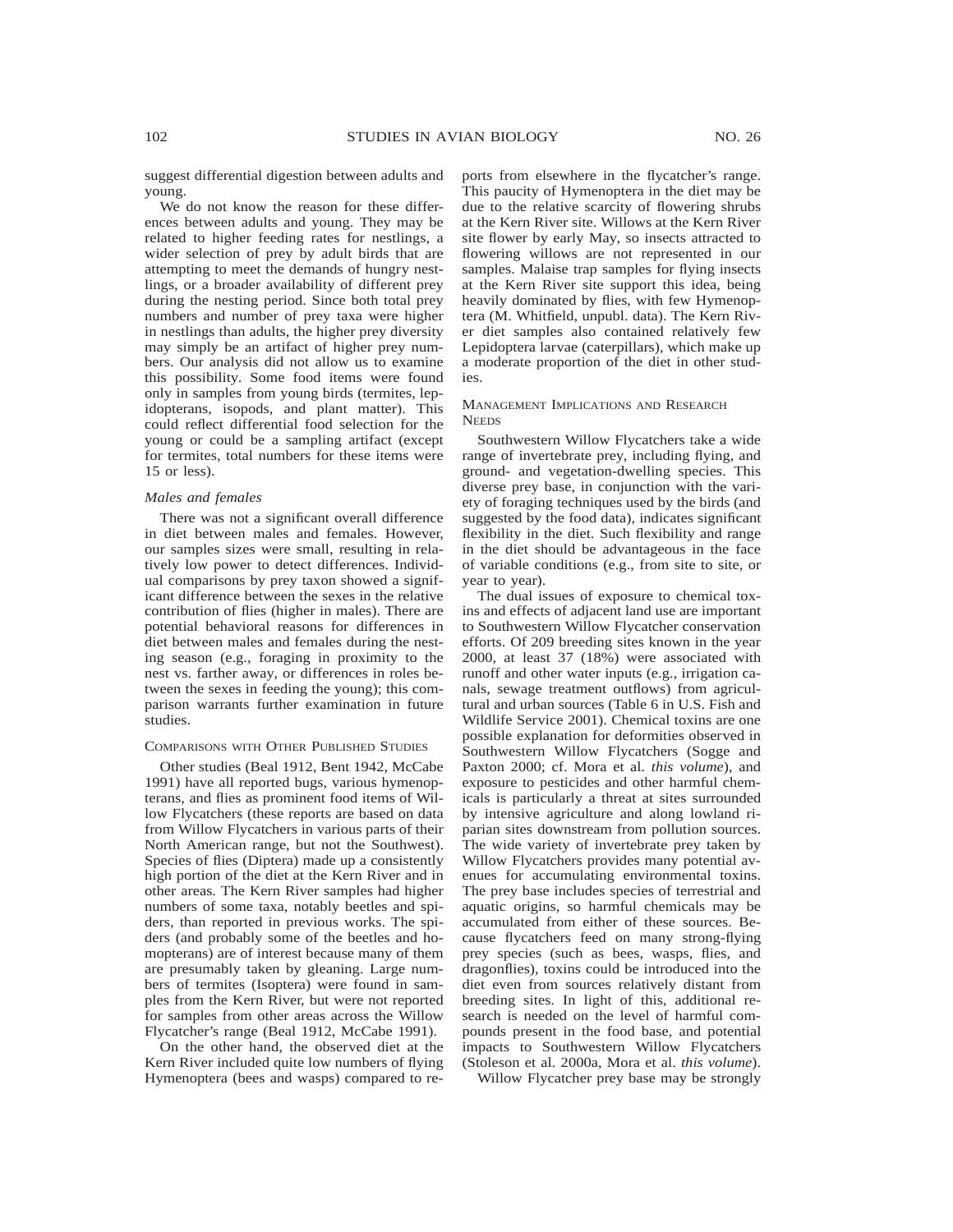suggest differential digestion between adults and young.

We do not know the reason for these differences between adults and young. They may be related to higher feeding rates for nestlings, a wider selection of prey by adult birds that are attempting to meet the demands of hungry nestlings, or a broader availability of different prey during the nesting period. Since both total prey numbers and number of prey taxa were higher in nestlings than adults, the higher prey diversity may simply be an artifact of higher prey numbers. Our analysis did not allow us to examine this possibility. Some food items were found only in samples from young birds (termites, lepidopterans, isopods, and plant matter). This could reflect differential food selection for the young or could be a sampling artifact (except for termites, total numbers for these items were 15 or less).

### *Males and females*

There was not a significant overall difference in diet between males and females. However, our samples sizes were small, resulting in relatively low power to detect differences. Individual comparisons by prey taxon showed a significant difference between the sexes in the relative contribution of flies (higher in males). There are potential behavioral reasons for differences in diet between males and females during the nesting season (e.g., foraging in proximity to the nest vs. farther away, or differences in roles between the sexes in feeding the young); this comparison warrants further examination in future studies.

## Comparisons with Other Published Studies

Other studies (Beal 1912, Bent 1942, McCabe 1991) have all reported bugs, various hymenopterans, and flies as prominent food items of Willow Flycatchers (these reports are based on data from Willow Flycatchers in various parts of their North American range, but not the Southwest). Species of flies (Diptera) made up a consistently high portion of the diet at the Kern River and in other areas. The Kern River samples had higher numbers of some taxa, notably beetles and spiders, than reported in previous works. The spiders (and probably some of the beetles and homopterans) are of interest because many of them are presumably taken by gleaning. Large numbers of termites (Isoptera) were found in samples from the Kern River, but were not reported for samples from other areas across the Willow Flycatcher's range (Beal 1912, McCabe 1991).

On the other hand, the observed diet at the Kern River included quite low numbers of flying Hymenoptera (bees and wasps) compared to reports from elsewhere in the flycatcher's range. This paucity of Hymenoptera in the diet may be due to the relative scarcity of flowering shrubs at the Kern River site. Willows at the Kern River site flower by early May, so insects attracted to flowering willows are not represented in our samples. Malaise trap samples for flying insects at the Kern River site support this idea, being heavily dominated by flies, with few Hymenoptera (M. Whitfield, unpubl. data). The Kern River diet samples also contained relatively few Lepidoptera larvae (caterpillars), which make up a moderate proportion of the diet in other studies.

## Management Implications and Research Needs

Southwestern Willow Flycatchers take a wide range of invertebrate prey, including flying, and ground- and vegetation-dwelling species. This diverse prey base, in conjunction with the variety of foraging techniques used by the birds (and suggested by the food data), indicates significant flexibility in the diet. Such flexibility and range in the diet should be advantageous in the face of variable conditions (e.g., from site to site, or year to year).

The dual issues of exposure to chemical toxins and effects of adjacent land use are important to Southwestern Willow Flycatcher conservation efforts. Of 209 breeding sites known in the year 2000, at least 37 (18%) were associated with runoff and other water inputs (e.g., irrigation canals, sewage treatment outflows) from agricultural and urban sources (Table 6 in U.S. Fish and Wildlife Service 2001). Chemical toxins are one possible explanation for deformities observed in Southwestern Willow Flycatchers (Sogge and Paxton 2000; cf. Mora et al. *this volume*), and exposure to pesticides and other harmful chemicals is particularly a threat at sites surrounded by intensive agriculture and along lowland riparian sites downstream from pollution sources. The wide variety of invertebrate prey taken by Willow Flycatchers provides many potential avenues for accumulating environmental toxins. The prey base includes species of terrestrial and aquatic origins, so harmful chemicals may be accumulated from either of these sources. Because flycatchers feed on many strong-flying prey species (such as bees, wasps, flies, and dragonflies), toxins could be introduced into the diet even from sources relatively distant from breeding sites. In light of this, additional research is needed on the level of harmful compounds present in the food base, and potential impacts to Southwestern Willow Flycatchers (Stoleson et al. 2000a, Mora et al. *this volume*).

Willow Flycatcher prey base may be strongly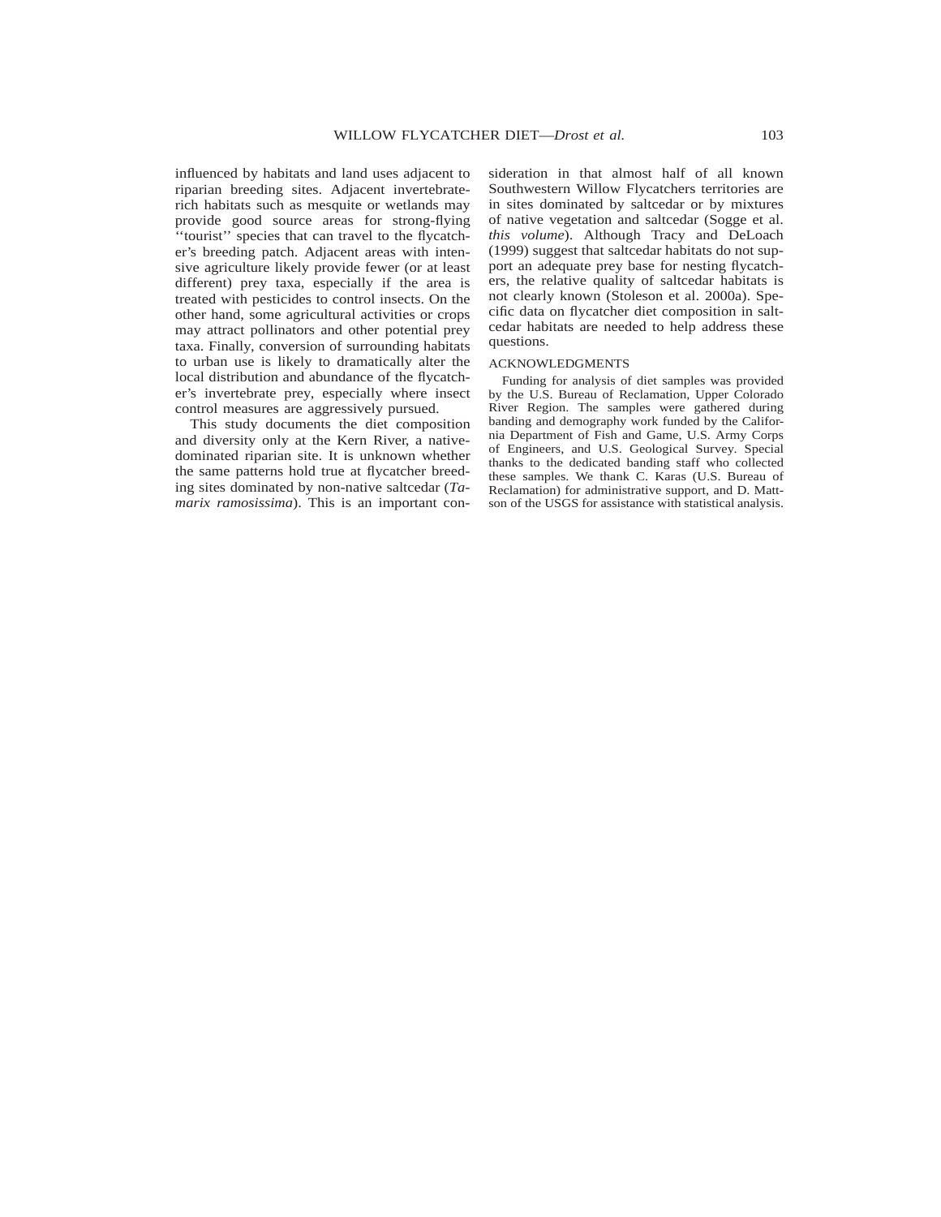influenced by habitats and land uses adjacent to riparian breeding sites. Adjacent invertebrate-rich habitats such as mesquite or wetlands may provide good source areas for strong-flying ''tourist'' species that can travel to the flycatcher's breeding patch. Adjacent areas with intensive agriculture likely provide fewer (or at least different) prey taxa, especially if the area is treated with pesticides to control insects. On the other hand, some agricultural activities or crops may attract pollinators and other potential prey taxa. Finally, conversion of surrounding habitats to urban use is likely to dramatically alter the local distribution and abundance of the flycatcher's invertebrate prey, especially where insect control measures are aggressively pursued.

This study documents the diet composition and diversity only at the Kern River, a native-dominated riparian site. It is unknown whether the same patterns hold true at flycatcher breeding sites dominated by non-native saltcedar (*Tamarix ramosissima*). This is an important consideration in that almost half of all known Southwestern Willow Flycatchers territories are in sites dominated by saltcedar or by mixtures of native vegetation and saltcedar (Sogge et al. *this volume*). Although Tracy and DeLoach (1999) suggest that saltcedar habitats do not support an adequate prey base for nesting flycatchers, the relative quality of saltcedar habitats is not clearly known (Stoleson et al. 2000a). Specific data on flycatcher diet composition in saltcedar habitats are needed to help address these questions.

## ACKNOWLEDGMENTS

Funding for analysis of diet samples was provided by the U.S. Bureau of Reclamation, Upper Colorado River Region. The samples were gathered during banding and demography work funded by the California Department of Fish and Game, U.S. Army Corps of Engineers, and U.S. Geological Survey. Special thanks to the dedicated banding staff who collected these samples. We thank C. Karas (U.S. Bureau of Reclamation) for administrative support, and D. Mattson of the USGS for assistance with statistical analysis.